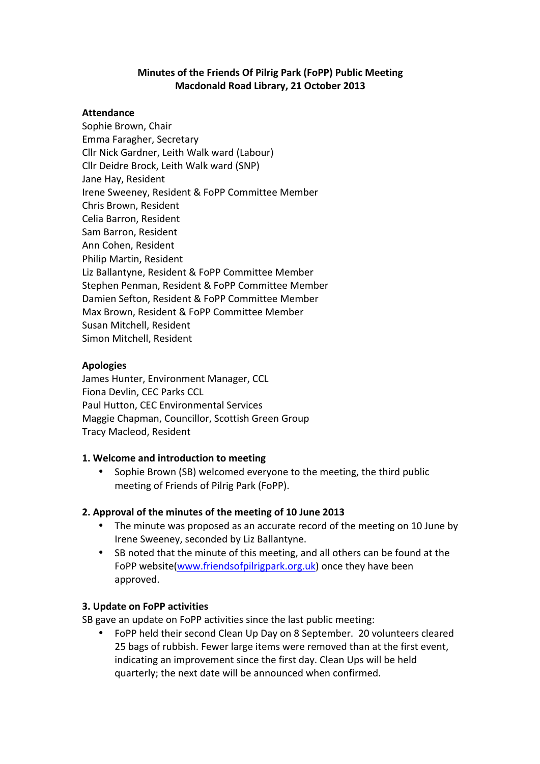# Minutes of the Friends Of Pilrig Park (FoPP) Public Meeting
## Macdonald Road Library, 21 October 2013

**Attendance**

Sophie Brown, Chair
Emma Faragher, Secretary
Cllr Nick Gardner, Leith Walk ward (Labour)
Cllr Deidre Brock, Leith Walk ward (SNP)
Jane Hay, Resident
Irene Sweeney, Resident & FoPP Committee Member
Chris Brown, Resident
Celia Barron, Resident
Sam Barron, Resident
Ann Cohen, Resident
Philip Martin, Resident
Liz Ballantyne, Resident & FoPP Committee Member
Stephen Penman, Resident & FoPP Committee Member
Damien Sefton, Resident & FoPP Committee Member
Max Brown, Resident & FoPP Committee Member
Susan Mitchell, Resident
Simon Mitchell, Resident

**Apologies**

James Hunter, Environment Manager, CCL
Fiona Devlin, CEC Parks CCL
Paul Hutton, CEC Environmental Services
Maggie Chapman, Councillor, Scottish Green Group
Tracy Macleod, Resident

### 1. Welcome and introduction to meeting

- Sophie Brown (SB) welcomed everyone to the meeting, the third public meeting of Friends of Pilrig Park (FoPP).

### 2. Approval of the minutes of the meeting of 10 June 2013

- The minute was proposed as an accurate record of the meeting on 10 June by Irene Sweeney, seconded by Liz Ballantyne.
- SB noted that the minute of this meeting, and all others can be found at the FoPP website([www.friendsofpilrigpark.org.uk](http://www.friendsofpilrigpark.org.uk)) once they have been approved.

### 3. Update on FoPP activities

SB gave an update on FoPP activities since the last public meeting:

- FoPP held their second Clean Up Day on 8 September. 20 volunteers cleared 25 bags of rubbish. Fewer large items were removed than at the first event, indicating an improvement since the first day. Clean Ups will be held quarterly; the next date will be announced when confirmed.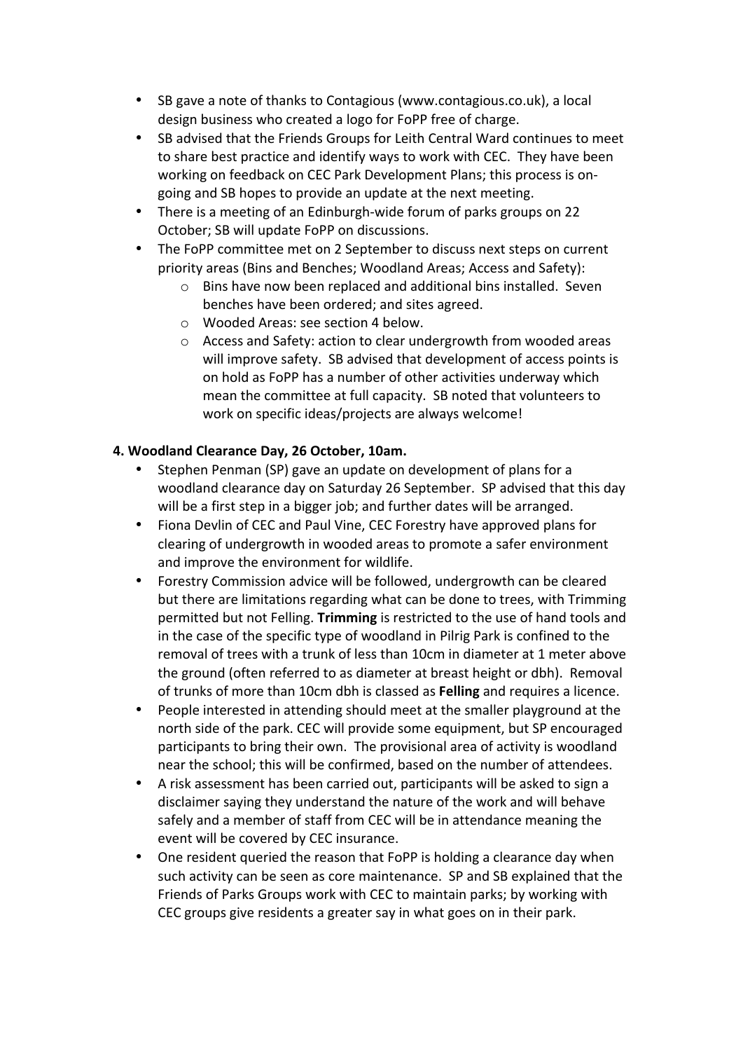- SB gave a note of thanks to Contagious (www.contagious.co.uk), a local design business who created a logo for FoPP free of charge.
- SB advised that the Friends Groups for Leith Central Ward continues to meet to share best practice and identify ways to work with CEC. They have been working on feedback on CEC Park Development Plans; this process is on-going and SB hopes to provide an update at the next meeting.
- There is a meeting of an Edinburgh-wide forum of parks groups on 22 October; SB will update FoPP on discussions.
- The FoPP committee met on 2 September to discuss next steps on current priority areas (Bins and Benches; Woodland Areas; Access and Safety):
  - Bins have now been replaced and additional bins installed. Seven benches have been ordered; and sites agreed.
  - Wooded Areas: see section 4 below.
  - Access and Safety: action to clear undergrowth from wooded areas will improve safety. SB advised that development of access points is on hold as FoPP has a number of other activities underway which mean the committee at full capacity. SB noted that volunteers to work on specific ideas/projects are always welcome!

**4. Woodland Clearance Day, 26 October, 10am.**

- Stephen Penman (SP) gave an update on development of plans for a woodland clearance day on Saturday 26 September. SP advised that this day will be a first step in a bigger job; and further dates will be arranged.
- Fiona Devlin of CEC and Paul Vine, CEC Forestry have approved plans for clearing of undergrowth in wooded areas to promote a safer environment and improve the environment for wildlife.
- Forestry Commission advice will be followed, undergrowth can be cleared but there are limitations regarding what can be done to trees, with Trimming permitted but not Felling. **Trimming** is restricted to the use of hand tools and in the case of the specific type of woodland in Pilrig Park is confined to the removal of trees with a trunk of less than 10cm in diameter at 1 meter above the ground (often referred to as diameter at breast height or dbh). Removal of trunks of more than 10cm dbh is classed as **Felling** and requires a licence.
- People interested in attending should meet at the smaller playground at the north side of the park. CEC will provide some equipment, but SP encouraged participants to bring their own. The provisional area of activity is woodland near the school; this will be confirmed, based on the number of attendees.
- A risk assessment has been carried out, participants will be asked to sign a disclaimer saying they understand the nature of the work and will behave safely and a member of staff from CEC will be in attendance meaning the event will be covered by CEC insurance.
- One resident queried the reason that FoPP is holding a clearance day when such activity can be seen as core maintenance. SP and SB explained that the Friends of Parks Groups work with CEC to maintain parks; by working with CEC groups give residents a greater say in what goes on in their park.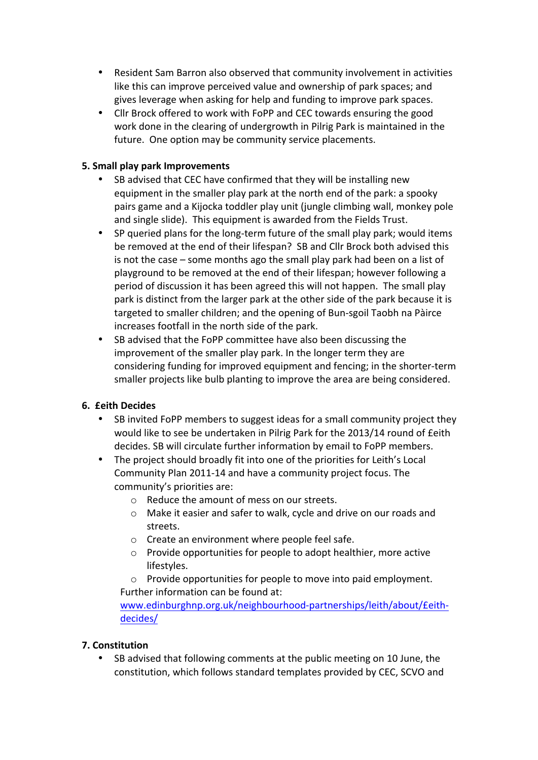- Resident Sam Barron also observed that community involvement in activities like this can improve perceived value and ownership of park spaces; and gives leverage when asking for help and funding to improve park spaces.
- Cllr Brock offered to work with FoPP and CEC towards ensuring the good work done in the clearing of undergrowth in Pilrig Park is maintained in the future. One option may be community service placements.

**5. Small play park Improvements**

- SB advised that CEC have confirmed that they will be installing new equipment in the smaller play park at the north end of the park: a spooky pairs game and a Kijocka toddler play unit (jungle climbing wall, monkey pole and single slide). This equipment is awarded from the Fields Trust.
- SP queried plans for the long-term future of the small play park; would items be removed at the end of their lifespan? SB and Cllr Brock both advised this is not the case – some months ago the small play park had been on a list of playground to be removed at the end of their lifespan; however following a period of discussion it has been agreed this will not happen. The small play park is distinct from the larger park at the other side of the park because it is targeted to smaller children; and the opening of Bun-sgoil Taobh na Pàirce increases footfall in the north side of the park.
- SB advised that the FoPP committee have also been discussing the improvement of the smaller play park. In the longer term they are considering funding for improved equipment and fencing; in the shorter-term smaller projects like bulb planting to improve the area are being considered.

**6. £eith Decides**

- SB invited FoPP members to suggest ideas for a small community project they would like to see be undertaken in Pilrig Park for the 2013/14 round of £eith decides. SB will circulate further information by email to FoPP members.
- The project should broadly fit into one of the priorities for Leith's Local Community Plan 2011-14 and have a community project focus. The community's priorities are:
    - Reduce the amount of mess on our streets.
    - Make it easier and safer to walk, cycle and drive on our roads and streets.
    - Create an environment where people feel safe.
    - Provide opportunities for people to adopt healthier, more active lifestyles.
    - Provide opportunities for people to move into paid employment.

  Further information can be found at: [www.edinburghnp.org.uk/neighbourhood-partnerships/leith/about/£eith-decides/](www.edinburghnp.org.uk/neighbourhood-partnerships/leith/about/£eith-decides/)

**7. Constitution**

- SB advised that following comments at the public meeting on 10 June, the constitution, which follows standard templates provided by CEC, SCVO and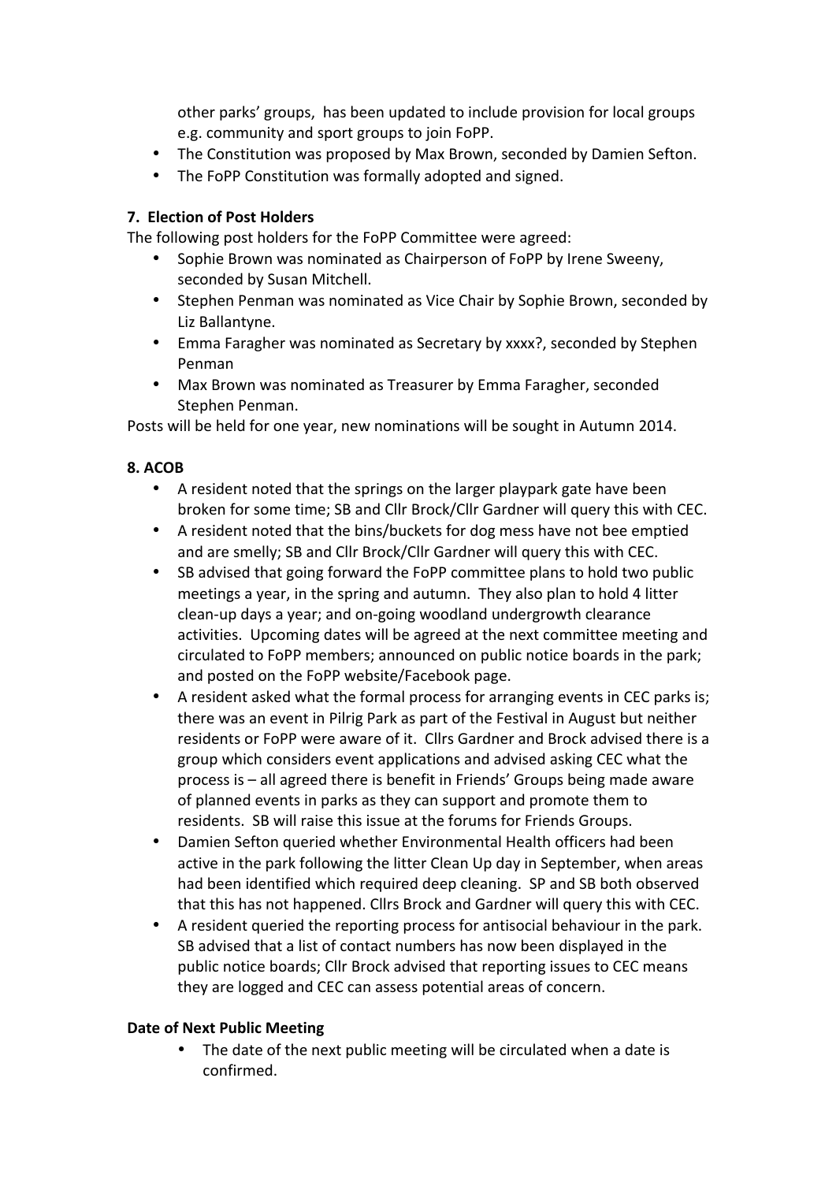other parks' groups, has been updated to include provision for local groups e.g. community and sport groups to join FoPP.

- The Constitution was proposed by Max Brown, seconded by Damien Sefton.
- The FoPP Constitution was formally adopted and signed.

**7. Election of Post Holders**

The following post holders for the FoPP Committee were agreed:

- Sophie Brown was nominated as Chairperson of FoPP by Irene Sweeny, seconded by Susan Mitchell.
- Stephen Penman was nominated as Vice Chair by Sophie Brown, seconded by Liz Ballantyne.
- Emma Faragher was nominated as Secretary by xxxx?, seconded by Stephen Penman
- Max Brown was nominated as Treasurer by Emma Faragher, seconded Stephen Penman.

Posts will be held for one year, new nominations will be sought in Autumn 2014.

**8. ACOB**

- A resident noted that the springs on the larger playpark gate have been broken for some time; SB and Cllr Brock/Cllr Gardner will query this with CEC.
- A resident noted that the bins/buckets for dog mess have not bee emptied and are smelly; SB and Cllr Brock/Cllr Gardner will query this with CEC.
- SB advised that going forward the FoPP committee plans to hold two public meetings a year, in the spring and autumn. They also plan to hold 4 litter clean-up days a year; and on-going woodland undergrowth clearance activities. Upcoming dates will be agreed at the next committee meeting and circulated to FoPP members; announced on public notice boards in the park; and posted on the FoPP website/Facebook page.
- A resident asked what the formal process for arranging events in CEC parks is; there was an event in Pilrig Park as part of the Festival in August but neither residents or FoPP were aware of it. Cllrs Gardner and Brock advised there is a group which considers event applications and advised asking CEC what the process is – all agreed there is benefit in Friends' Groups being made aware of planned events in parks as they can support and promote them to residents. SB will raise this issue at the forums for Friends Groups.
- Damien Sefton queried whether Environmental Health officers had been active in the park following the litter Clean Up day in September, when areas had been identified which required deep cleaning. SP and SB both observed that this has not happened. Cllrs Brock and Gardner will query this with CEC.
- A resident queried the reporting process for antisocial behaviour in the park. SB advised that a list of contact numbers has now been displayed in the public notice boards; Cllr Brock advised that reporting issues to CEC means they are logged and CEC can assess potential areas of concern.

**Date of Next Public Meeting**

- The date of the next public meeting will be circulated when a date is confirmed.